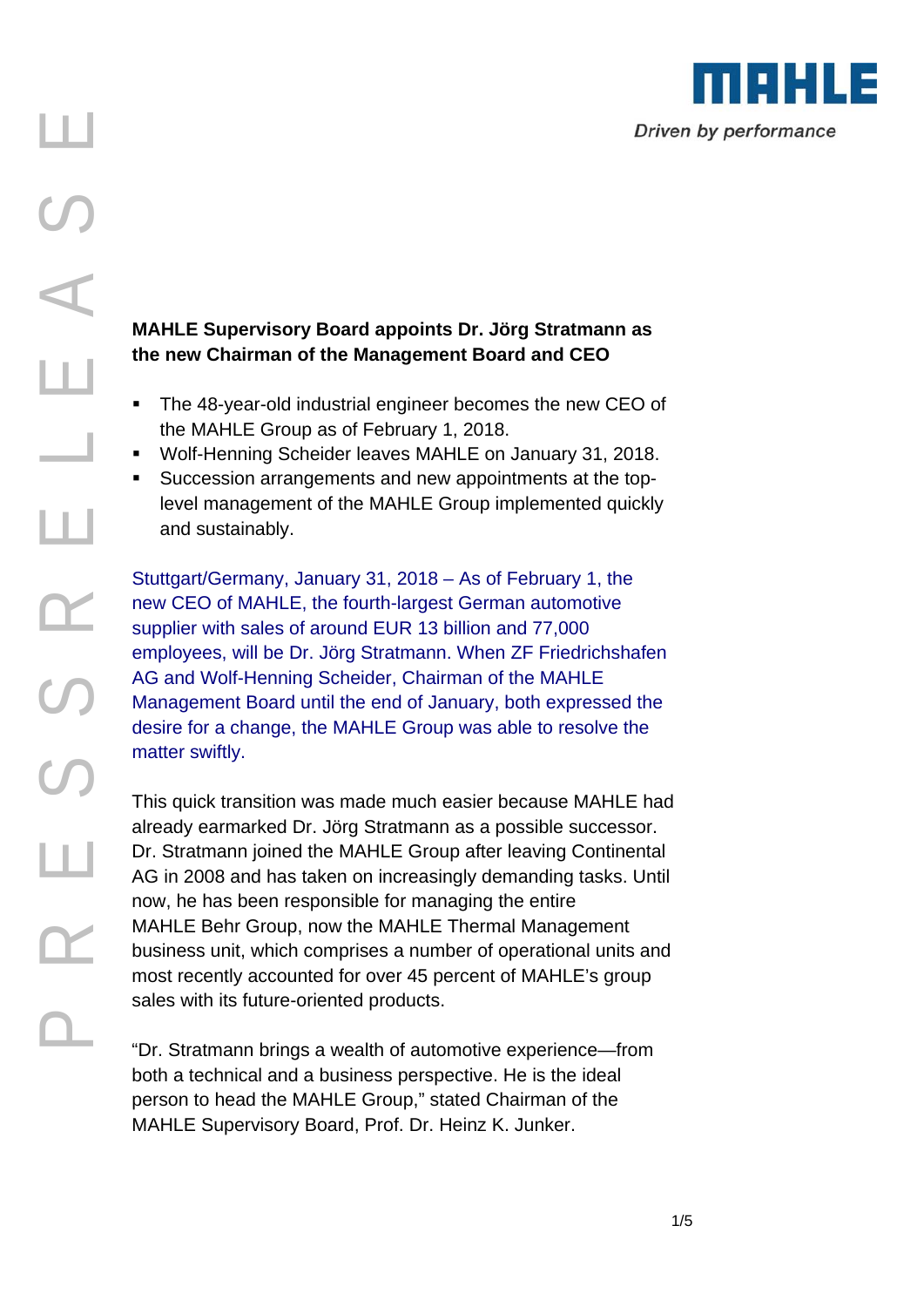# MAHLE Supervisory Board appoints Dr. Jörg Stratmann as the new Chairman of the Management Board and CEO

- The 48-year-old industrial engineer becomes the new CEO of the MAHLE Group as of February 1, 2018.
- Wolf-Henning Scheider leaves MAHLE on January 31, 2018.
- Succession arrangements and new appointments at the top-level management of the MAHLE Group implemented quickly and sustainably.

Stuttgart/Germany, January 31, 2018 – As of February 1, the new CEO of MAHLE, the fourth-largest German automotive supplier with sales of around EUR 13 billion and 77,000 employees, will be Dr. Jörg Stratmann. When ZF Friedrichshafen AG and Wolf-Henning Scheider, Chairman of the MAHLE Management Board until the end of January, both expressed the desire for a change, the MAHLE Group was able to resolve the matter swiftly.

This quick transition was made much easier because MAHLE had already earmarked Dr. Jörg Stratmann as a possible successor. Dr. Stratmann joined the MAHLE Group after leaving Continental AG in 2008 and has taken on increasingly demanding tasks. Until now, he has been responsible for managing the entire MAHLE Behr Group, now the MAHLE Thermal Management business unit, which comprises a number of operational units and most recently accounted for over 45 percent of MAHLE's group sales with its future-oriented products.

"Dr. Stratmann brings a wealth of automotive experience—from both a technical and a business perspective. He is the ideal person to head the MAHLE Group," stated Chairman of the MAHLE Supervisory Board, Prof. Dr. Heinz K. Junker.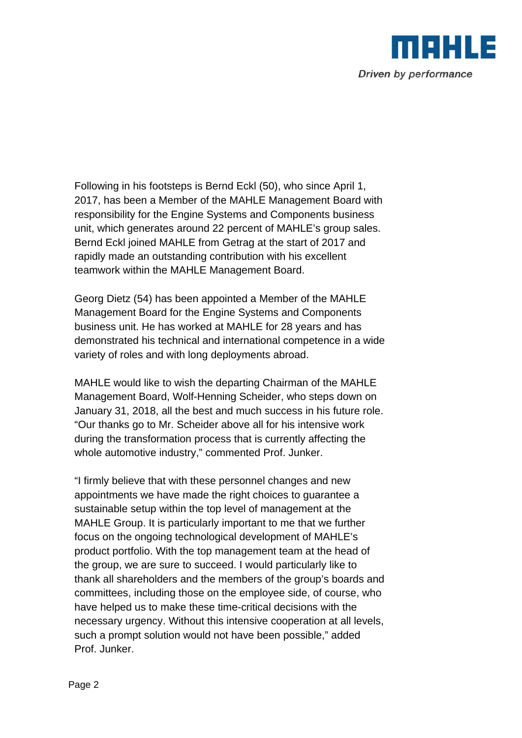Following in his footsteps is Bernd Eckl (50), who since April 1, 2017, has been a Member of the MAHLE Management Board with responsibility for the Engine Systems and Components business unit, which generates around 22 percent of MAHLE's group sales. Bernd Eckl joined MAHLE from Getrag at the start of 2017 and rapidly made an outstanding contribution with his excellent teamwork within the MAHLE Management Board.

Georg Dietz (54) has been appointed a Member of the MAHLE Management Board for the Engine Systems and Components business unit. He has worked at MAHLE for 28 years and has demonstrated his technical and international competence in a wide variety of roles and with long deployments abroad.

MAHLE would like to wish the departing Chairman of the MAHLE Management Board, Wolf-Henning Scheider, who steps down on January 31, 2018, all the best and much success in his future role. "Our thanks go to Mr. Scheider above all for his intensive work during the transformation process that is currently affecting the whole automotive industry," commented Prof. Junker.

"I firmly believe that with these personnel changes and new appointments we have made the right choices to guarantee a sustainable setup within the top level of management at the MAHLE Group. It is particularly important to me that we further focus on the ongoing technological development of MAHLE's product portfolio. With the top management team at the head of the group, we are sure to succeed. I would particularly like to thank all shareholders and the members of the group's boards and committees, including those on the employee side, of course, who have helped us to make these time-critical decisions with the necessary urgency. Without this intensive cooperation at all levels, such a prompt solution would not have been possible," added Prof. Junker.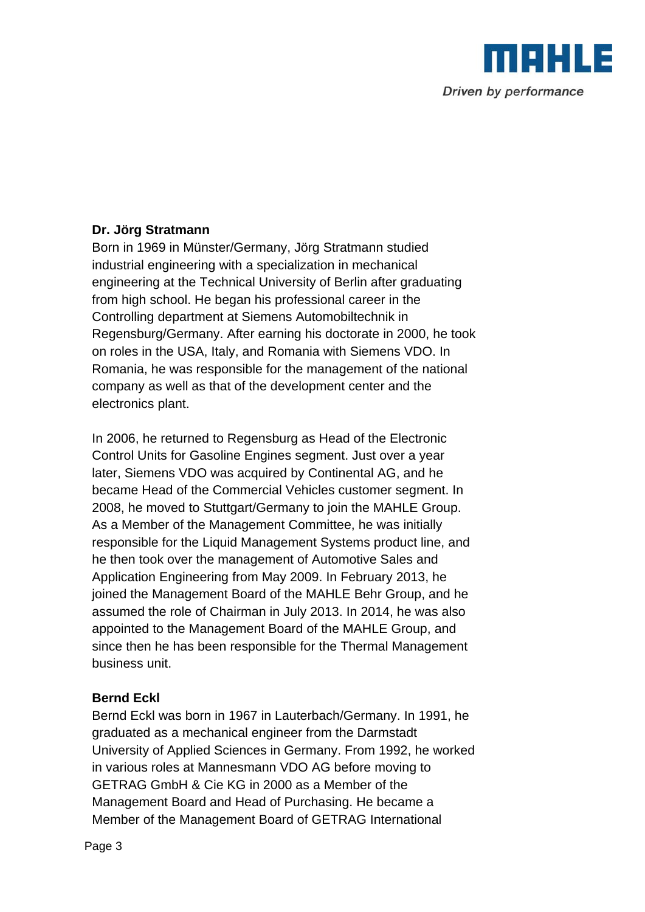**Dr. Jörg Stratmann**
Born in 1969 in Münster/Germany, Jörg Stratmann studied industrial engineering with a specialization in mechanical engineering at the Technical University of Berlin after graduating from high school. He began his professional career in the Controlling department at Siemens Automobiltechnik in Regensburg/Germany. After earning his doctorate in 2000, he took on roles in the USA, Italy, and Romania with Siemens VDO. In Romania, he was responsible for the management of the national company as well as that of the development center and the electronics plant.

In 2006, he returned to Regensburg as Head of the Electronic Control Units for Gasoline Engines segment. Just over a year later, Siemens VDO was acquired by Continental AG, and he became Head of the Commercial Vehicles customer segment. In 2008, he moved to Stuttgart/Germany to join the MAHLE Group. As a Member of the Management Committee, he was initially responsible for the Liquid Management Systems product line, and he then took over the management of Automotive Sales and Application Engineering from May 2009. In February 2013, he joined the Management Board of the MAHLE Behr Group, and he assumed the role of Chairman in July 2013. In 2014, he was also appointed to the Management Board of the MAHLE Group, and since then he has been responsible for the Thermal Management business unit.

**Bernd Eckl**
Bernd Eckl was born in 1967 in Lauterbach/Germany. In 1991, he graduated as a mechanical engineer from the Darmstadt University of Applied Sciences in Germany. From 1992, he worked in various roles at Mannesmann VDO AG before moving to GETRAG GmbH & Cie KG in 2000 as a Member of the Management Board and Head of Purchasing. He became a Member of the Management Board of GETRAG International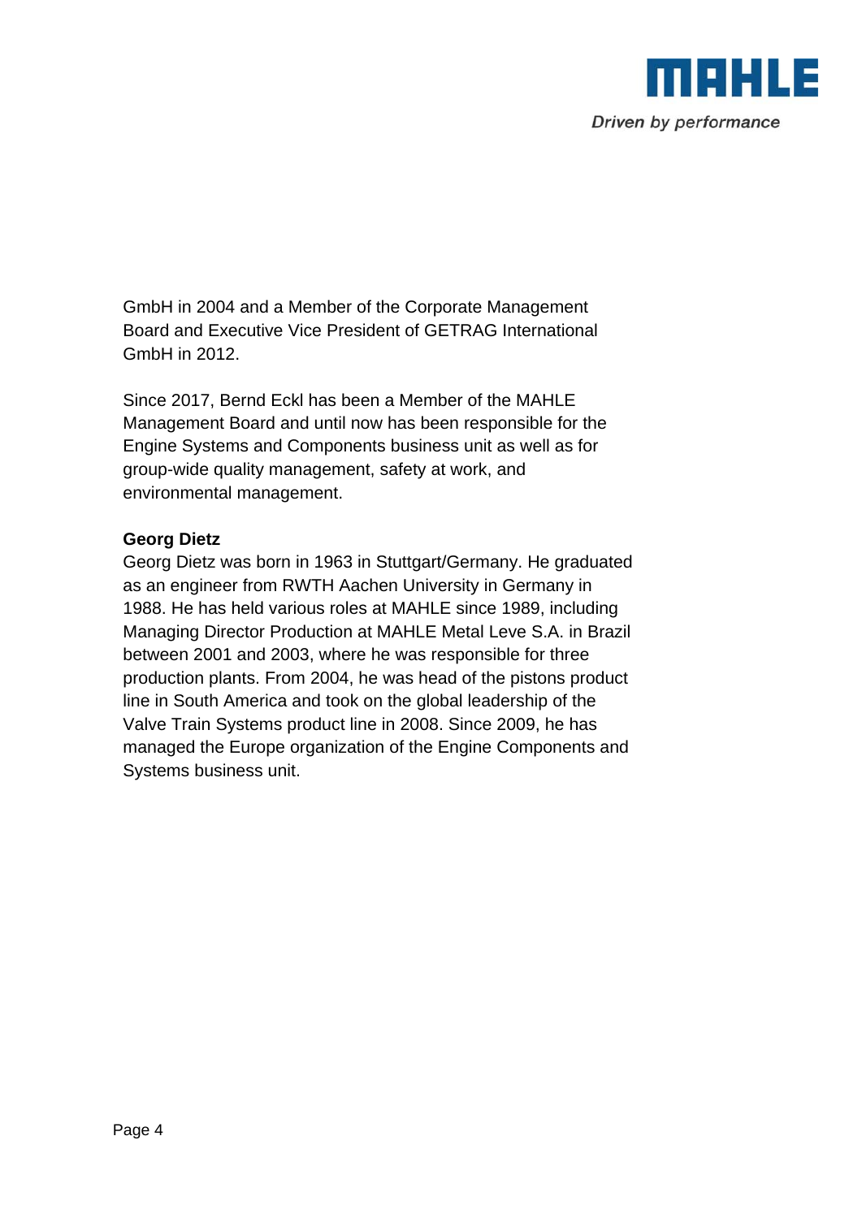GmbH in 2004 and a Member of the Corporate Management Board and Executive Vice President of GETRAG International GmbH in 2012.

Since 2017, Bernd Eckl has been a Member of the MAHLE Management Board and until now has been responsible for the Engine Systems and Components business unit as well as for group-wide quality management, safety at work, and environmental management.

**Georg Dietz**

Georg Dietz was born in 1963 in Stuttgart/Germany. He graduated as an engineer from RWTH Aachen University in Germany in 1988. He has held various roles at MAHLE since 1989, including Managing Director Production at MAHLE Metal Leve S.A. in Brazil between 2001 and 2003, where he was responsible for three production plants. From 2004, he was head of the pistons product line in South America and took on the global leadership of the Valve Train Systems product line in 2008. Since 2009, he has managed the Europe organization of the Engine Components and Systems business unit.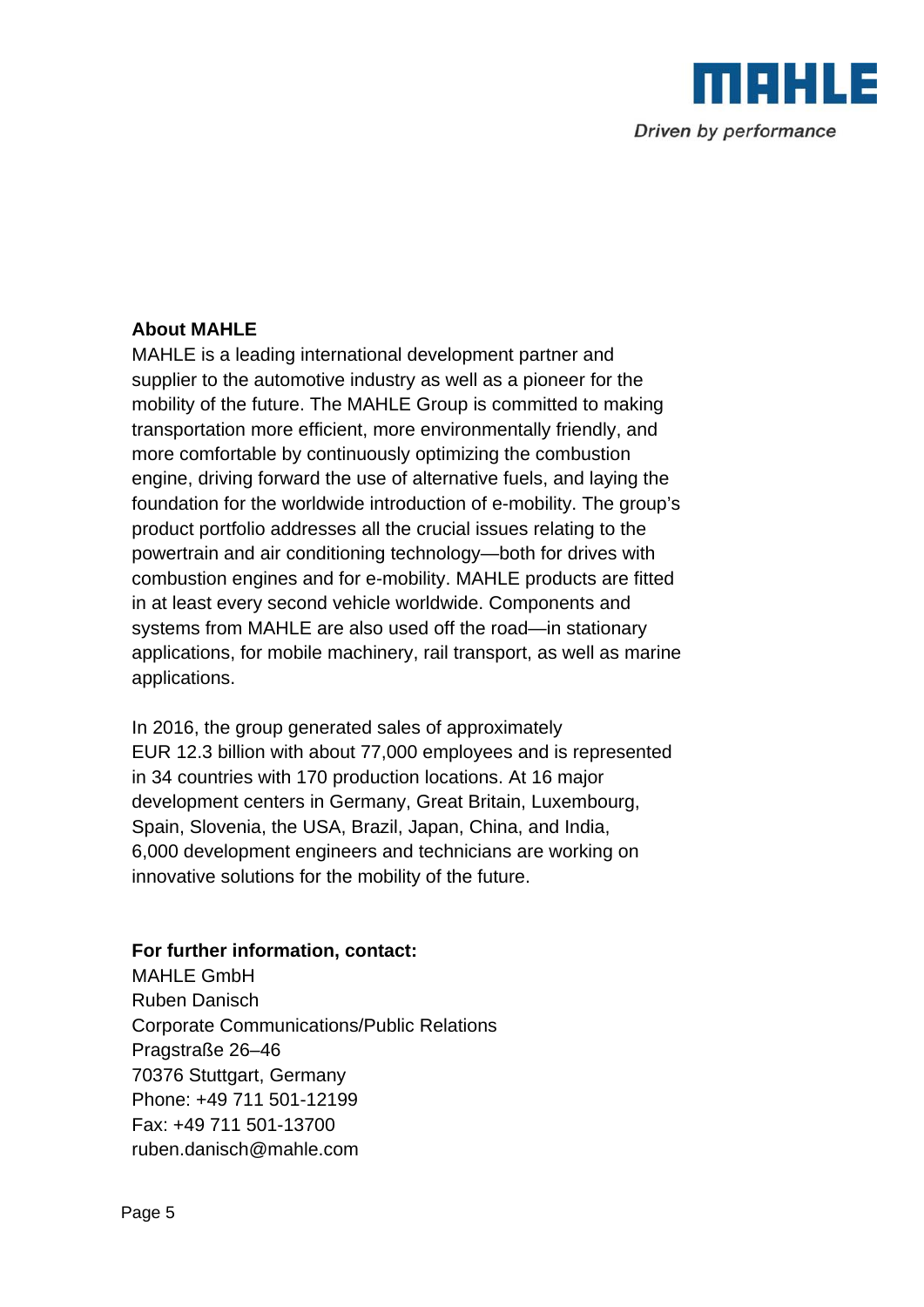**About MAHLE**

MAHLE is a leading international development partner and supplier to the automotive industry as well as a pioneer for the mobility of the future. The MAHLE Group is committed to making transportation more efficient, more environmentally friendly, and more comfortable by continuously optimizing the combustion engine, driving forward the use of alternative fuels, and laying the foundation for the worldwide introduction of e-mobility. The group's product portfolio addresses all the crucial issues relating to the powertrain and air conditioning technology—both for drives with combustion engines and for e-mobility. MAHLE products are fitted in at least every second vehicle worldwide. Components and systems from MAHLE are also used off the road—in stationary applications, for mobile machinery, rail transport, as well as marine applications.

In 2016, the group generated sales of approximately EUR 12.3 billion with about 77,000 employees and is represented in 34 countries with 170 production locations. At 16 major development centers in Germany, Great Britain, Luxembourg, Spain, Slovenia, the USA, Brazil, Japan, China, and India, 6,000 development engineers and technicians are working on innovative solutions for the mobility of the future.

**For further information, contact:**

MAHLE GmbH
Ruben Danisch
Corporate Communications/Public Relations
Pragstraße 26–46
70376 Stuttgart, Germany
Phone: +49 711 501-12199
Fax: +49 711 501-13700
ruben.danisch@mahle.com